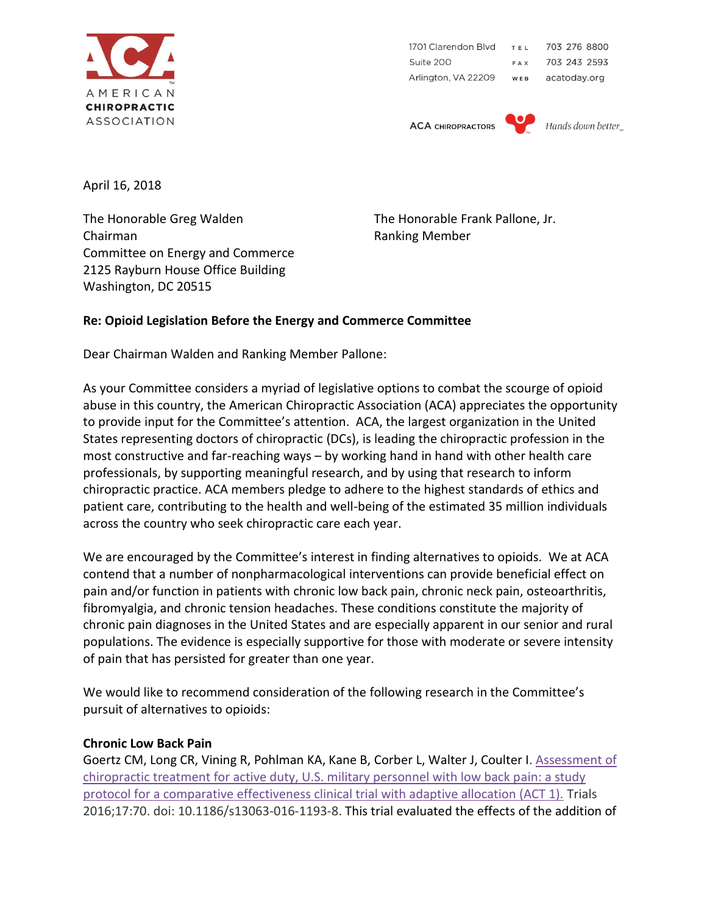AMERICAN **CHIROPRACTIC** ASSOCIATION

1701 Clarendon Blvd
Suite 200
Arlington, VA 22209

TEL 703 276 8800
FAX 703 243 2593
WEB acatoday.org

ACA CHIROPRACTORS *Hands down better*

April 16, 2018

The Honorable Greg Walden
Chairman
Committee on Energy and Commerce
2125 Rayburn House Office Building
Washington, DC 20515

The Honorable Frank Pallone, Jr.
Ranking Member

**Re: Opioid Legislation Before the Energy and Commerce Committee**

Dear Chairman Walden and Ranking Member Pallone:

As your Committee considers a myriad of legislative options to combat the scourge of opioid abuse in this country, the American Chiropractic Association (ACA) appreciates the opportunity to provide input for the Committee's attention. ACA, the largest organization in the United States representing doctors of chiropractic (DCs), is leading the chiropractic profession in the most constructive and far-reaching ways – by working hand in hand with other health care professionals, by supporting meaningful research, and by using that research to inform chiropractic practice. ACA members pledge to adhere to the highest standards of ethics and patient care, contributing to the health and well-being of the estimated 35 million individuals across the country who seek chiropractic care each year.

We are encouraged by the Committee's interest in finding alternatives to opioids. We at ACA contend that a number of nonpharmacological interventions can provide beneficial effect on pain and/or function in patients with chronic low back pain, chronic neck pain, osteoarthritis, fibromyalgia, and chronic tension headaches. These conditions constitute the majority of chronic pain diagnoses in the United States and are especially apparent in our senior and rural populations. The evidence is especially supportive for those with moderate or severe intensity of pain that has persisted for greater than one year.

We would like to recommend consideration of the following research in the Committee's pursuit of alternatives to opioids:

**Chronic Low Back Pain**

Goertz CM, Long CR, Vining R, Pohlman KA, Kane B, Corber L, Walter J, Coulter I. Assessment of chiropractic treatment for active duty, U.S. military personnel with low back pain: a study protocol for a comparative effectiveness clinical trial with adaptive allocation (ACT 1). Trials 2016;17:70. doi: 10.1186/s13063-016-1193-8. This trial evaluated the effects of the addition of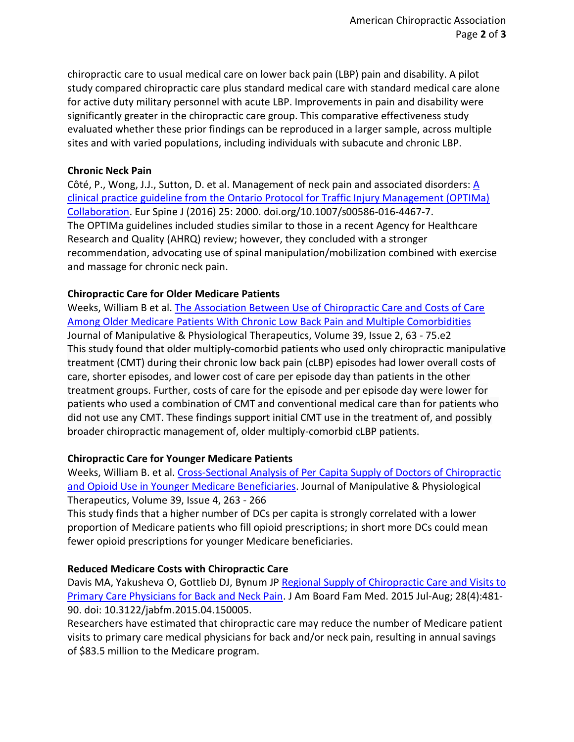chiropractic care to usual medical care on lower back pain (LBP) pain and disability. A pilot study compared chiropractic care plus standard medical care with standard medical care alone for active duty military personnel with acute LBP. Improvements in pain and disability were significantly greater in the chiropractic care group. This comparative effectiveness study evaluated whether these prior findings can be reproduced in a larger sample, across multiple sites and with varied populations, including individuals with subacute and chronic LBP.

**Chronic Neck Pain**

Côté, P., Wong, J.J., Sutton, D. et al. Management of neck pain and associated disorders: A clinical practice guideline from the Ontario Protocol for Traffic Injury Management (OPTIMa) Collaboration. Eur Spine J (2016) 25: 2000. doi.org/10.1007/s00586-016-4467-7.
The OPTIMa guidelines included studies similar to those in a recent Agency for Healthcare Research and Quality (AHRQ) review; however, they concluded with a stronger recommendation, advocating use of spinal manipulation/mobilization combined with exercise and massage for chronic neck pain.

**Chiropractic Care for Older Medicare Patients**

Weeks, William B et al. The Association Between Use of Chiropractic Care and Costs of Care Among Older Medicare Patients With Chronic Low Back Pain and Multiple Comorbidities Journal of Manipulative & Physiological Therapeutics, Volume 39, Issue 2, 63 - 75.e2
This study found that older multiply-comorbid patients who used only chiropractic manipulative treatment (CMT) during their chronic low back pain (cLBP) episodes had lower overall costs of care, shorter episodes, and lower cost of care per episode day than patients in the other treatment groups. Further, costs of care for the episode and per episode day were lower for patients who used a combination of CMT and conventional medical care than for patients who did not use any CMT. These findings support initial CMT use in the treatment of, and possibly broader chiropractic management of, older multiply-comorbid cLBP patients.

**Chiropractic Care for Younger Medicare Patients**

Weeks, William B. et al. Cross-Sectional Analysis of Per Capita Supply of Doctors of Chiropractic and Opioid Use in Younger Medicare Beneficiaries. Journal of Manipulative & Physiological Therapeutics, Volume 39, Issue 4, 263 - 266
This study finds that a higher number of DCs per capita is strongly correlated with a lower proportion of Medicare patients who fill opioid prescriptions; in short more DCs could mean fewer opioid prescriptions for younger Medicare beneficiaries.

**Reduced Medicare Costs with Chiropractic Care**

Davis MA, Yakusheva O, Gottlieb DJ, Bynum JP Regional Supply of Chiropractic Care and Visits to Primary Care Physicians for Back and Neck Pain. J Am Board Fam Med. 2015 Jul-Aug; 28(4):481-90. doi: 10.3122/jabfm.2015.04.150005.
Researchers have estimated that chiropractic care may reduce the number of Medicare patient visits to primary care medical physicians for back and/or neck pain, resulting in annual savings of $83.5 million to the Medicare program.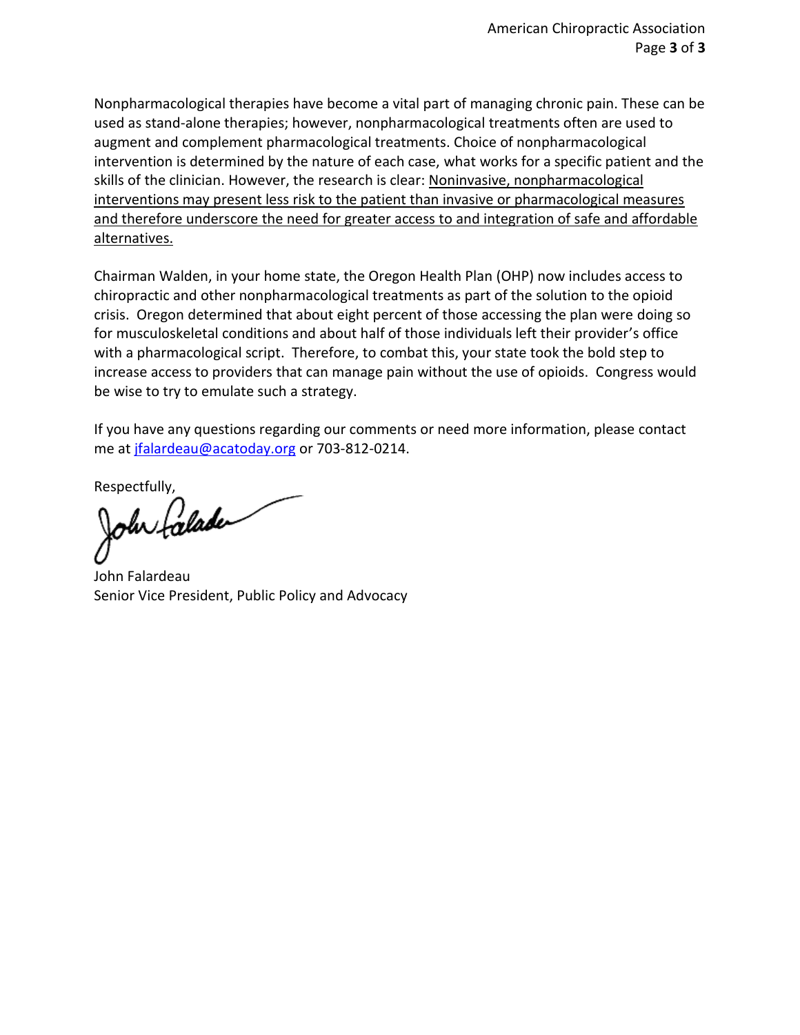Nonpharmacological therapies have become a vital part of managing chronic pain. These can be used as stand-alone therapies; however, nonpharmacological treatments often are used to augment and complement pharmacological treatments. Choice of nonpharmacological intervention is determined by the nature of each case, what works for a specific patient and the skills of the clinician. However, the research is clear: <u>Noninvasive, nonpharmacological interventions may present less risk to the patient than invasive or pharmacological measures and therefore underscore the need for greater access to and integration of safe and affordable alternatives.</u>

Chairman Walden, in your home state, the Oregon Health Plan (OHP) now includes access to chiropractic and other nonpharmacological treatments as part of the solution to the opioid crisis. Oregon determined that about eight percent of those accessing the plan were doing so for musculoskeletal conditions and about half of those individuals left their provider's office with a pharmacological script. Therefore, to combat this, your state took the bold step to increase access to providers that can manage pain without the use of opioids. Congress would be wise to try to emulate such a strategy.

If you have any questions regarding our comments or need more information, please contact me at jfalardeau@acatoday.org or 703-812-0214.

Respectfully,

John Falardeau
Senior Vice President, Public Policy and Advocacy